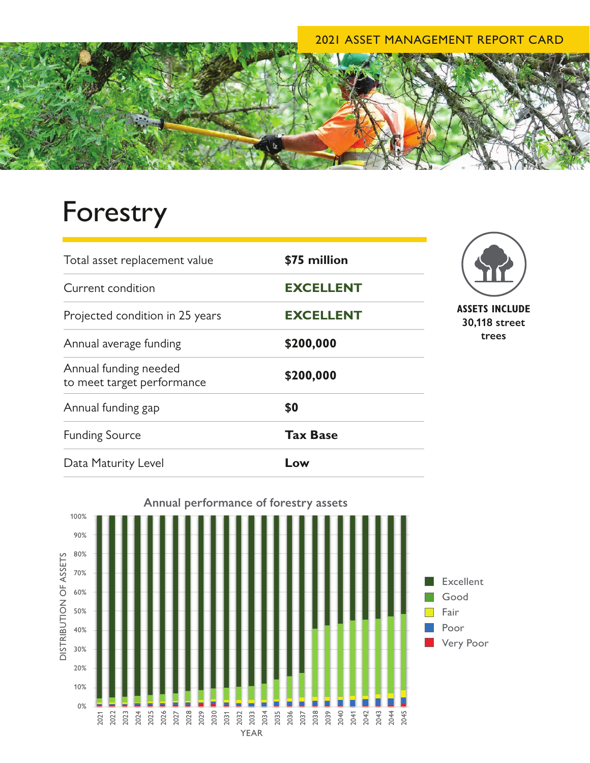2021 ASSET MANAGEMENT REPORT CARD

# Forestry

| | |
|---|---|
| Total asset replacement value | **$75 million** |
| Current condition | **EXCELLENT** |
| Projected condition in 25 years | **EXCELLENT** |
| Annual average funding | **$200,000** |
| Annual funding needed to meet target performance | **$200,000** |
| Annual funding gap | **$0** |
| Funding Source | **Tax Base** |
| Data Maturity Level | **Low** |

**ASSETS INCLUDE 30,118 street trees**

Annual performance of forestry assets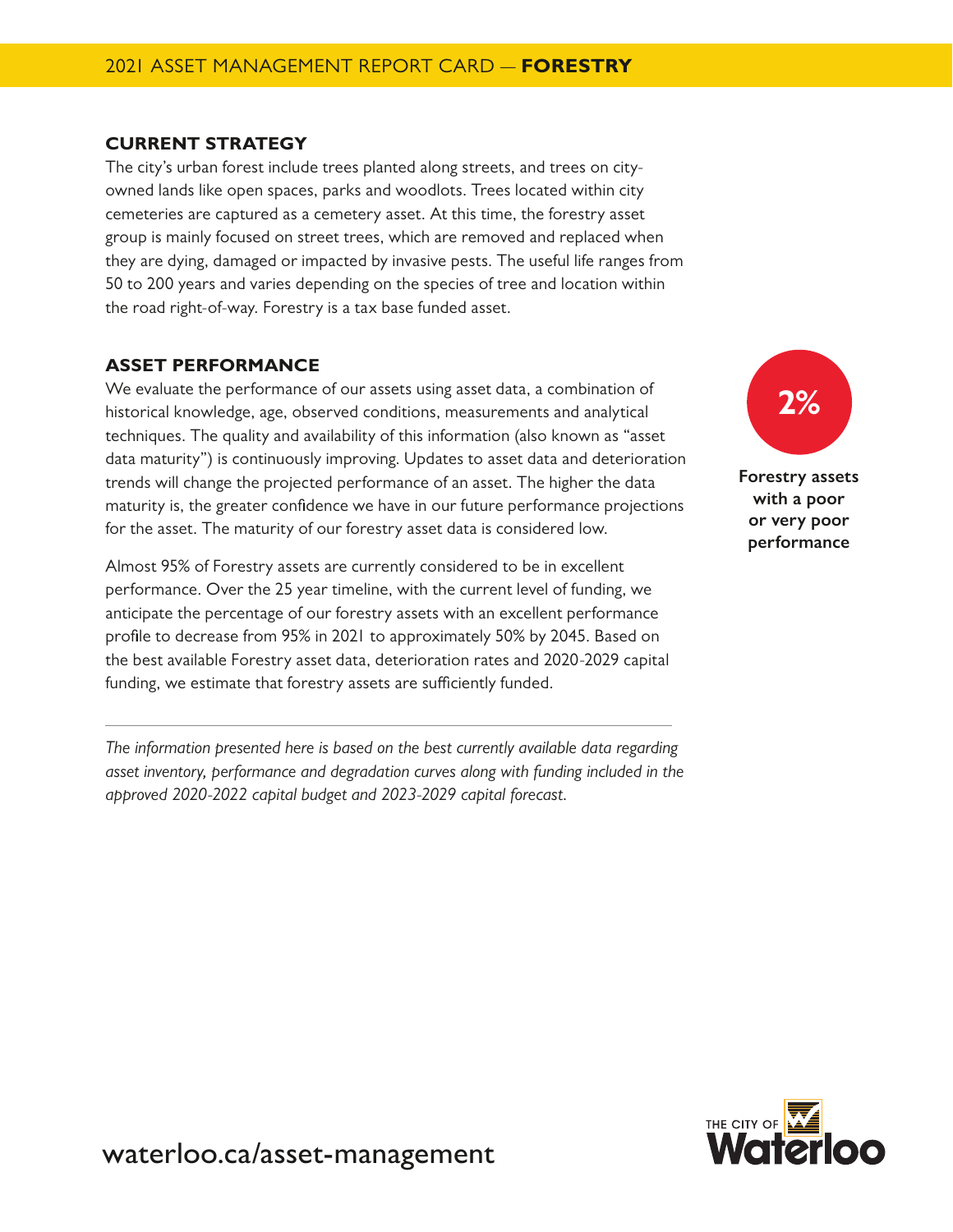# 2021 ASSET MANAGEMENT REPORT CARD — **FORESTRY**

## CURRENT STRATEGY

The city's urban forest include trees planted along streets, and trees on city-owned lands like open spaces, parks and woodlots. Trees located within city cemeteries are captured as a cemetery asset. At this time, the forestry asset group is mainly focused on street trees, which are removed and replaced when they are dying, damaged or impacted by invasive pests. The useful life ranges from 50 to 200 years and varies depending on the species of tree and location within the road right-of-way. Forestry is a tax base funded asset.

## ASSET PERFORMANCE

We evaluate the performance of our assets using asset data, a combination of historical knowledge, age, observed conditions, measurements and analytical techniques. The quality and availability of this information (also known as "asset data maturity") is continuously improving. Updates to asset data and deterioration trends will change the projected performance of an asset. The higher the data maturity is, the greater confidence we have in our future performance projections for the asset. The maturity of our forestry asset data is considered low.

**2%**

**Forestry assets with a poor or very poor performance**

Almost 95% of Forestry assets are currently considered to be in excellent performance. Over the 25 year timeline, with the current level of funding, we anticipate the percentage of our forestry assets with an excellent performance profile to decrease from 95% in 2021 to approximately 50% by 2045. Based on the best available Forestry asset data, deterioration rates and 2020-2029 capital funding, we estimate that forestry assets are sufficiently funded.

---

*The information presented here is based on the best currently available data regarding asset inventory, performance and degradation curves along with funding included in the approved 2020-2022 capital budget and 2023-2029 capital forecast.*

waterloo.ca/asset-management

THE CITY OF Waterloo